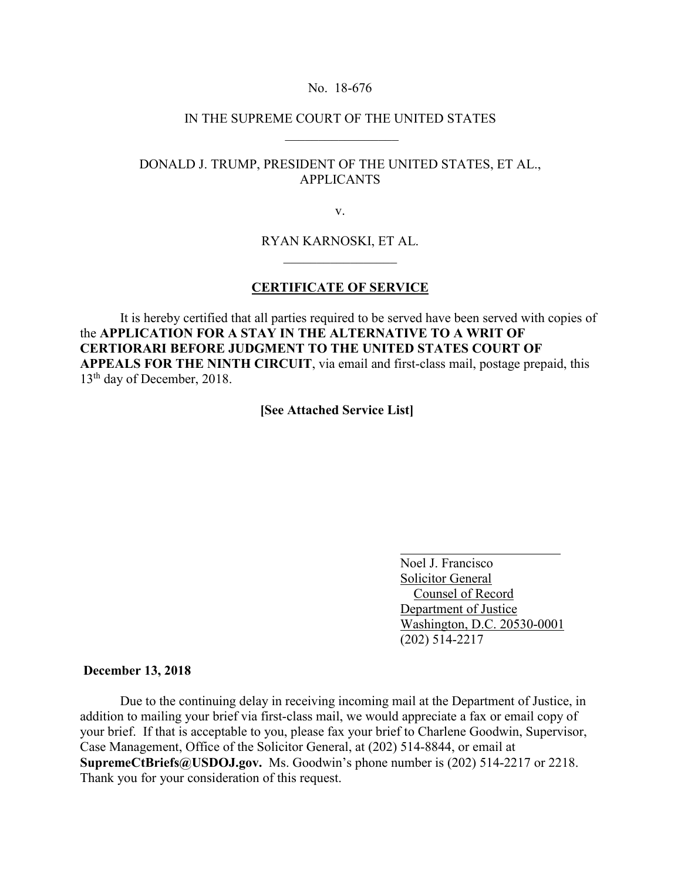No. 18-676

IN THE SUPREME COURT OF THE UNITED STATES

---

DONALD J. TRUMP, PRESIDENT OF THE UNITED STATES, ET AL., APPLICANTS

v.

RYAN KARNOSKI, ET AL.

---

## CERTIFICATE OF SERVICE

It is hereby certified that all parties required to be served have been served with copies of the **APPLICATION FOR A STAY IN THE ALTERNATIVE TO A WRIT OF CERTIORARI BEFORE JUDGMENT TO THE UNITED STATES COURT OF APPEALS FOR THE NINTH CIRCUIT**, via email and first-class mail, postage prepaid, this 13th day of December, 2018.

**[See Attached Service List]**

Noel J. Francisco
Solicitor General
Counsel of Record
Department of Justice
Washington, D.C. 20530-0001
(202) 514-2217

**December 13, 2018**

Due to the continuing delay in receiving incoming mail at the Department of Justice, in addition to mailing your brief via first-class mail, we would appreciate a fax or email copy of your brief. If that is acceptable to you, please fax your brief to Charlene Goodwin, Supervisor, Case Management, Office of the Solicitor General, at (202) 514-8844, or email at **SupremeCtBriefs@USDOJ.gov.** Ms. Goodwin's phone number is (202) 514-2217 or 2218. Thank you for your consideration of this request.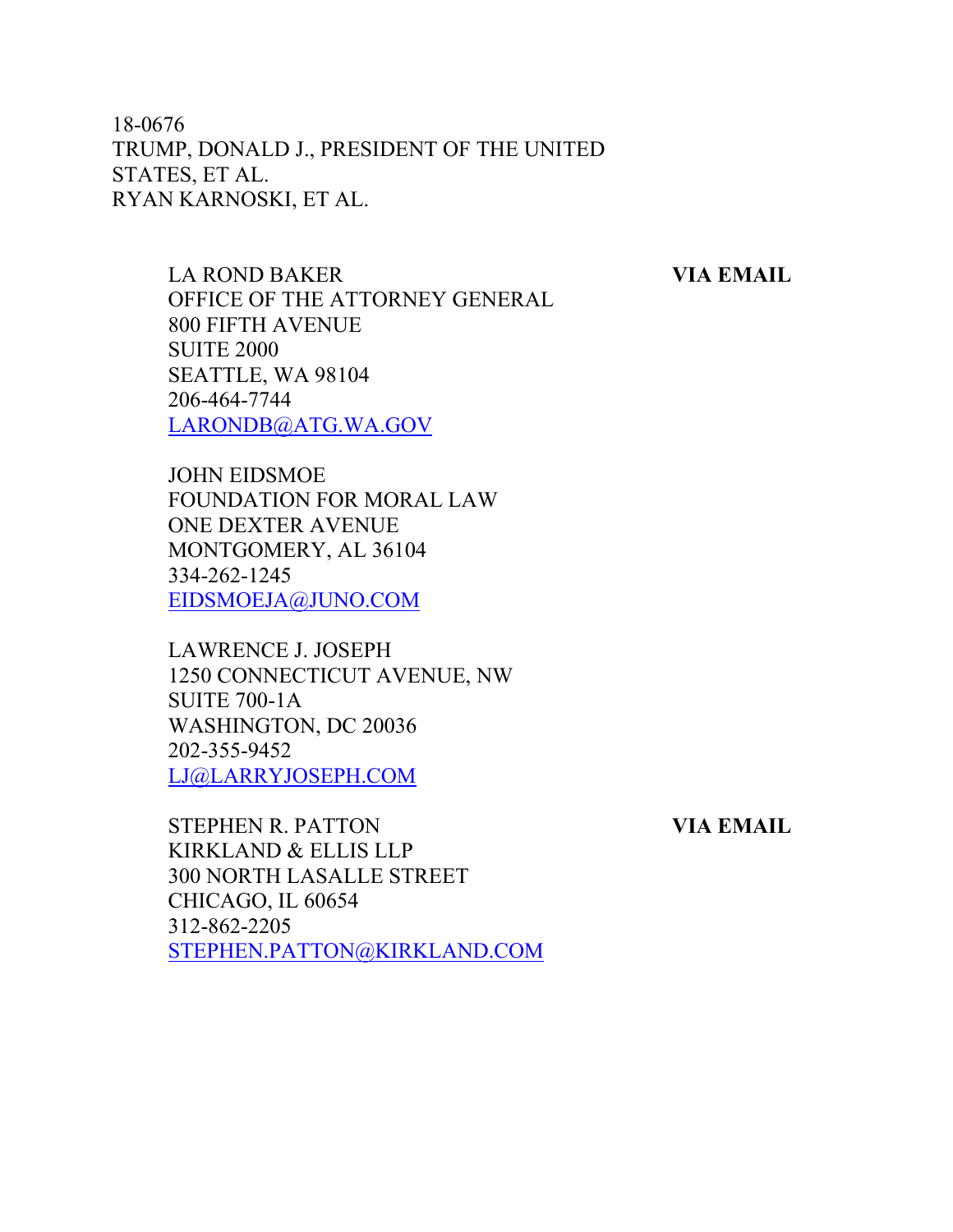18-0676
TRUMP, DONALD J., PRESIDENT OF THE UNITED STATES, ET AL.
RYAN KARNOSKI, ET AL.

LA ROND BAKER **VIA EMAIL**
OFFICE OF THE ATTORNEY GENERAL
800 FIFTH AVENUE
SUITE 2000
SEATTLE, WA 98104
206-464-7744
LARONDB@ATG.WA.GOV

JOHN EIDSMOE
FOUNDATION FOR MORAL LAW
ONE DEXTER AVENUE
MONTGOMERY, AL 36104
334-262-1245
EIDSMOEJA@JUNO.COM

LAWRENCE J. JOSEPH
1250 CONNECTICUT AVENUE, NW
SUITE 700-1A
WASHINGTON, DC 20036
202-355-9452
LJ@LARRYJOSEPH.COM

STEPHEN R. PATTON **VIA EMAIL**
KIRKLAND & ELLIS LLP
300 NORTH LASALLE STREET
CHICAGO, IL 60654
312-862-2205
STEPHEN.PATTON@KIRKLAND.COM